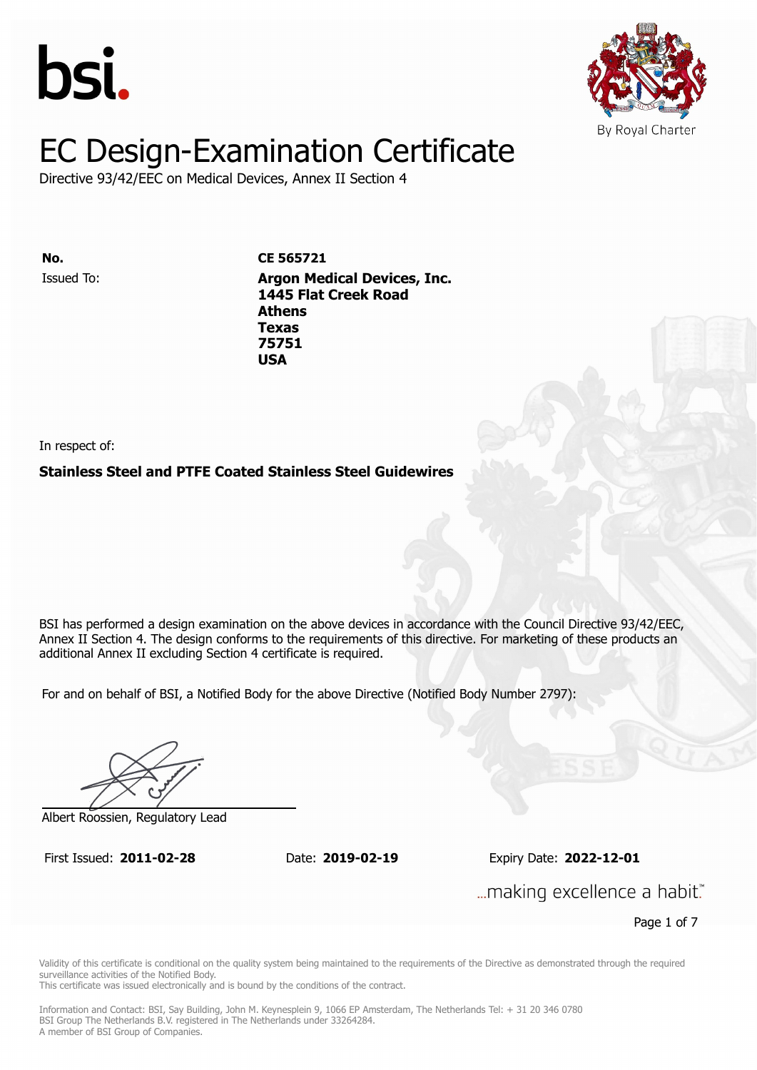bsi.

By Royal Charter

# EC Design-Examination Certificate

Directive 93/42/EEC on Medical Devices, Annex II Section 4

**No.** **CE 565721**

Issued To: **Argon Medical Devices, Inc.**
**1445 Flat Creek Road**
**Athens**
**Texas**
**75751**
**USA**

In respect of:

**Stainless Steel and PTFE Coated Stainless Steel Guidewires**

BSI has performed a design examination on the above devices in accordance with the Council Directive 93/42/EEC, Annex II Section 4. The design conforms to the requirements of this directive. For marketing of these products an additional Annex II excluding Section 4 certificate is required.

For and on behalf of BSI, a Notified Body for the above Directive (Notified Body Number 2797):

Albert Roossien, Regulatory Lead

First Issued: **2011-02-28** Date: **2019-02-19** Expiry Date: **2022-12-01**

...making excellence a habit.™

Validity of this certificate is conditional on the quality system being maintained to the requirements of the Directive as demonstrated through the required surveillance activities of the Notified Body.
This certificate was issued electronically and is bound by the conditions of the contract.

Information and Contact: BSI, Say Building, John M. Keynesplein 9, 1066 EP Amsterdam, The Netherlands Tel: + 31 20 346 0780
BSI Group The Netherlands B.V. registered in The Netherlands under 33264284.
A member of BSI Group of Companies.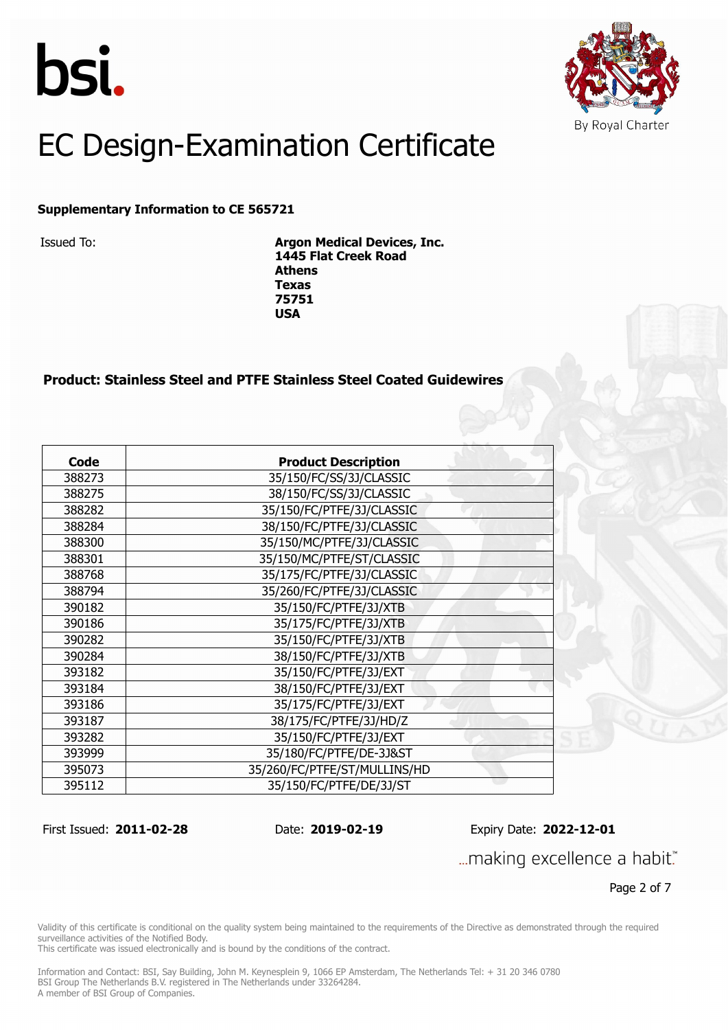bsi.

By Royal Charter

# EC Design-Examination Certificate

**Supplementary Information to CE 565721**

Issued To: **Argon Medical Devices, Inc.**
**1445 Flat Creek Road**
**Athens**
**Texas**
**75751**
**USA**

### Product: Stainless Steel and PTFE Stainless Steel Coated Guidewires

| Code | Product Description |
|---|---|
| 388273 | 35/150/FC/SS/3J/CLASSIC |
| 388275 | 38/150/FC/SS/3J/CLASSIC |
| 388282 | 35/150/FC/PTFE/3J/CLASSIC |
| 388284 | 38/150/FC/PTFE/3J/CLASSIC |
| 388300 | 35/150/MC/PTFE/3J/CLASSIC |
| 388301 | 35/150/MC/PTFE/ST/CLASSIC |
| 388768 | 35/175/FC/PTFE/3J/CLASSIC |
| 388794 | 35/260/FC/PTFE/3J/CLASSIC |
| 390182 | 35/150/FC/PTFE/3J/XTB |
| 390186 | 35/175/FC/PTFE/3J/XTB |
| 390282 | 35/150/FC/PTFE/3J/XTB |
| 390284 | 38/150/FC/PTFE/3J/XTB |
| 393182 | 35/150/FC/PTFE/3J/EXT |
| 393184 | 38/150/FC/PTFE/3J/EXT |
| 393186 | 35/175/FC/PTFE/3J/EXT |
| 393187 | 38/175/FC/PTFE/3J/HD/Z |
| 393282 | 35/150/FC/PTFE/3J/EXT |
| 393999 | 35/180/FC/PTFE/DE-3J&ST |
| 395073 | 35/260/FC/PTFE/ST/MULLINS/HD |
| 395112 | 35/150/FC/PTFE/DE/3J/ST |

First Issued: **2011-02-28** Date: **2019-02-19** Expiry Date: **2022-12-01**

...making excellence a habit.™

Validity of this certificate is conditional on the quality system being maintained to the requirements of the Directive as demonstrated through the required surveillance activities of the Notified Body.
This certificate was issued electronically and is bound by the conditions of the contract.

Information and Contact: BSI, Say Building, John M. Keynesplein 9, 1066 EP Amsterdam, The Netherlands Tel: + 31 20 346 0780
BSI Group The Netherlands B.V. registered in The Netherlands under 33264284.
A member of BSI Group of Companies.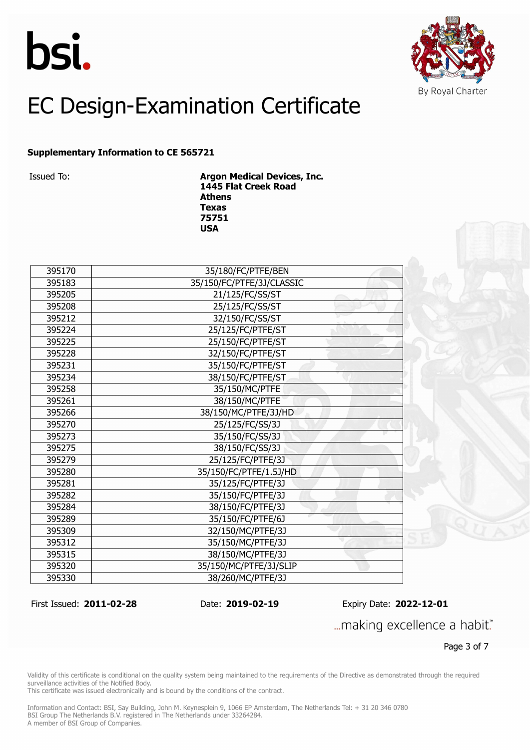# EC Design-Examination Certificate

**Supplementary Information to CE 565721**

Issued To: **Argon Medical Devices, Inc.**
**1445 Flat Creek Road**
**Athens**
**Texas**
**75751**
**USA**

| | |
|---|---|
| 395170 | 35/180/FC/PTFE/BEN |
| 395183 | 35/150/FC/PTFE/3J/CLASSIC |
| 395205 | 21/125/FC/SS/ST |
| 395208 | 25/125/FC/SS/ST |
| 395212 | 32/150/FC/SS/ST |
| 395224 | 25/125/FC/PTFE/ST |
| 395225 | 25/150/FC/PTFE/ST |
| 395228 | 32/150/FC/PTFE/ST |
| 395231 | 35/150/FC/PTFE/ST |
| 395234 | 38/150/FC/PTFE/ST |
| 395258 | 35/150/MC/PTFE |
| 395261 | 38/150/MC/PTFE |
| 395266 | 38/150/MC/PTFE/3J/HD |
| 395270 | 25/125/FC/SS/3J |
| 395273 | 35/150/FC/SS/3J |
| 395275 | 38/150/FC/SS/3J |
| 395279 | 25/125/FC/PTFE/3J |
| 395280 | 35/150/FC/PTFE/1.5J/HD |
| 395281 | 35/125/FC/PTFE/3J |
| 395282 | 35/150/FC/PTFE/3J |
| 395284 | 38/150/FC/PTFE/3J |
| 395289 | 35/150/FC/PTFE/6J |
| 395309 | 32/150/MC/PTFE/3J |
| 395312 | 35/150/MC/PTFE/3J |
| 395315 | 38/150/MC/PTFE/3J |
| 395320 | 35/150/MC/PTFE/3J/SLIP |
| 395330 | 38/260/MC/PTFE/3J |

First Issued: **2011-02-28** Date: **2019-02-19** Expiry Date: **2022-12-01**

...making excellence a habit.™

Validity of this certificate is conditional on the quality system being maintained to the requirements of the Directive as demonstrated through the required surveillance activities of the Notified Body.
This certificate was issued electronically and is bound by the conditions of the contract.

Information and Contact: BSI, Say Building, John M. Keynesplein 9, 1066 EP Amsterdam, The Netherlands Tel: + 31 20 346 0780
BSI Group The Netherlands B.V. registered in The Netherlands under 33264284.
A member of BSI Group of Companies.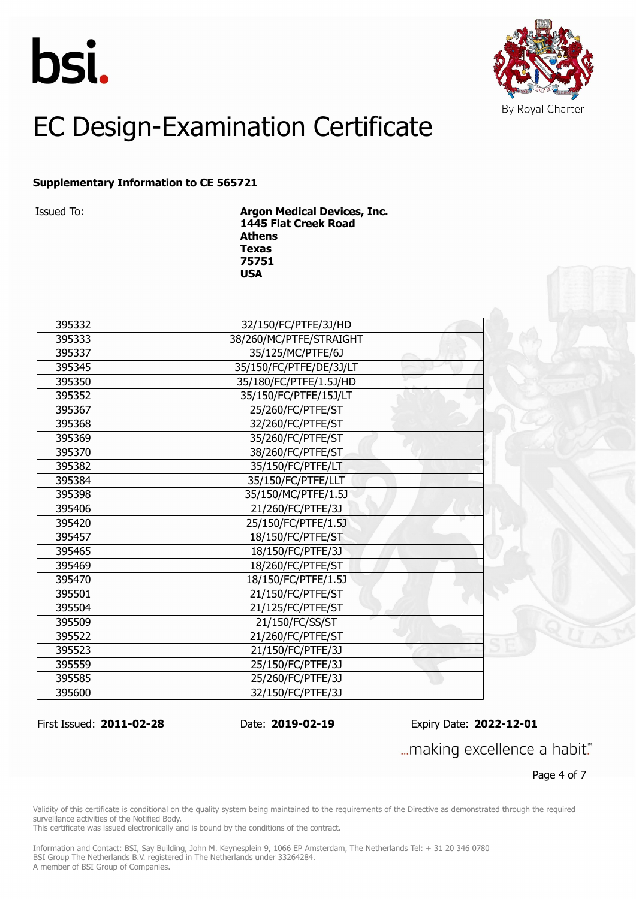bsi.

By Royal Charter

# EC Design-Examination Certificate

**Supplementary Information to CE 565721**

Issued To: **Argon Medical Devices, Inc.**
**1445 Flat Creek Road**
**Athens**
**Texas**
**75751**
**USA**

| | |
|---|---|
| 395332 | 32/150/FC/PTFE/3J/HD |
| 395333 | 38/260/MC/PTFE/STRAIGHT |
| 395337 | 35/125/MC/PTFE/6J |
| 395345 | 35/150/FC/PTFE/DE/3J/LT |
| 395350 | 35/180/FC/PTFE/1.5J/HD |
| 395352 | 35/150/FC/PTFE/15J/LT |
| 395367 | 25/260/FC/PTFE/ST |
| 395368 | 32/260/FC/PTFE/ST |
| 395369 | 35/260/FC/PTFE/ST |
| 395370 | 38/260/FC/PTFE/ST |
| 395382 | 35/150/FC/PTFE/LT |
| 395384 | 35/150/FC/PTFE/LLT |
| 395398 | 35/150/MC/PTFE/1.5J |
| 395406 | 21/260/FC/PTFE/3J |
| 395420 | 25/150/FC/PTFE/1.5J |
| 395457 | 18/150/FC/PTFE/ST |
| 395465 | 18/150/FC/PTFE/3J |
| 395469 | 18/260/FC/PTFE/ST |
| 395470 | 18/150/FC/PTFE/1.5J |
| 395501 | 21/150/FC/PTFE/ST |
| 395504 | 21/125/FC/PTFE/ST |
| 395509 | 21/150/FC/SS/ST |
| 395522 | 21/260/FC/PTFE/ST |
| 395523 | 21/150/FC/PTFE/3J |
| 395559 | 25/150/FC/PTFE/3J |
| 395585 | 25/260/FC/PTFE/3J |
| 395600 | 32/150/FC/PTFE/3J |

First Issued: **2011-02-28** Date: **2019-02-19** Expiry Date: **2022-12-01**

...making excellence a habit.™

Validity of this certificate is conditional on the quality system being maintained to the requirements of the Directive as demonstrated through the required surveillance activities of the Notified Body.
This certificate was issued electronically and is bound by the conditions of the contract.

Information and Contact: BSI, Say Building, John M. Keynesplein 9, 1066 EP Amsterdam, The Netherlands Tel: + 31 20 346 0780
BSI Group The Netherlands B.V. registered in The Netherlands under 33264284.
A member of BSI Group of Companies.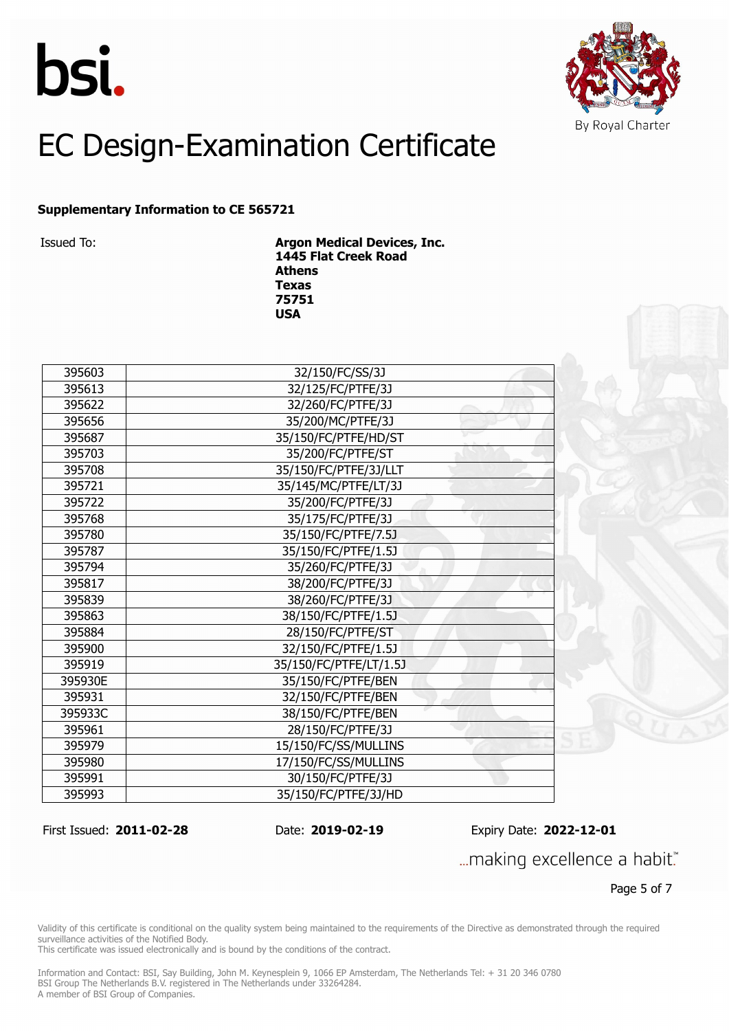bsi.

By Royal Charter

# EC Design-Examination Certificate

**Supplementary Information to CE 565721**

Issued To: **Argon Medical Devices, Inc.**
**1445 Flat Creek Road**
**Athens**
**Texas**
**75751**
**USA**

| | |
|---|---|
| 395603 | 32/150/FC/SS/3J |
| 395613 | 32/125/FC/PTFE/3J |
| 395622 | 32/260/FC/PTFE/3J |
| 395656 | 35/200/MC/PTFE/3J |
| 395687 | 35/150/FC/PTFE/HD/ST |
| 395703 | 35/200/FC/PTFE/ST |
| 395708 | 35/150/FC/PTFE/3J/LLT |
| 395721 | 35/145/MC/PTFE/LT/3J |
| 395722 | 35/200/FC/PTFE/3J |
| 395768 | 35/175/FC/PTFE/3J |
| 395780 | 35/150/FC/PTFE/7.5J |
| 395787 | 35/150/FC/PTFE/1.5J |
| 395794 | 35/260/FC/PTFE/3J |
| 395817 | 38/200/FC/PTFE/3J |
| 395839 | 38/260/FC/PTFE/3J |
| 395863 | 38/150/FC/PTFE/1.5J |
| 395884 | 28/150/FC/PTFE/ST |
| 395900 | 32/150/FC/PTFE/1.5J |
| 395919 | 35/150/FC/PTFE/LT/1.5J |
| 395930E | 35/150/FC/PTFE/BEN |
| 395931 | 32/150/FC/PTFE/BEN |
| 395933C | 38/150/FC/PTFE/BEN |
| 395961 | 28/150/FC/PTFE/3J |
| 395979 | 15/150/FC/SS/MULLINS |
| 395980 | 17/150/FC/SS/MULLINS |
| 395991 | 30/150/FC/PTFE/3J |
| 395993 | 35/150/FC/PTFE/3J/HD |

First Issued: **2011-02-28** Date: **2019-02-19** Expiry Date: **2022-12-01**

...making excellence a habit.™

Validity of this certificate is conditional on the quality system being maintained to the requirements of the Directive as demonstrated through the required surveillance activities of the Notified Body.
This certificate was issued electronically and is bound by the conditions of the contract.

Information and Contact: BSI, Say Building, John M. Keynesplein 9, 1066 EP Amsterdam, The Netherlands Tel: + 31 20 346 0780
BSI Group The Netherlands B.V. registered in The Netherlands under 33264284.
A member of BSI Group of Companies.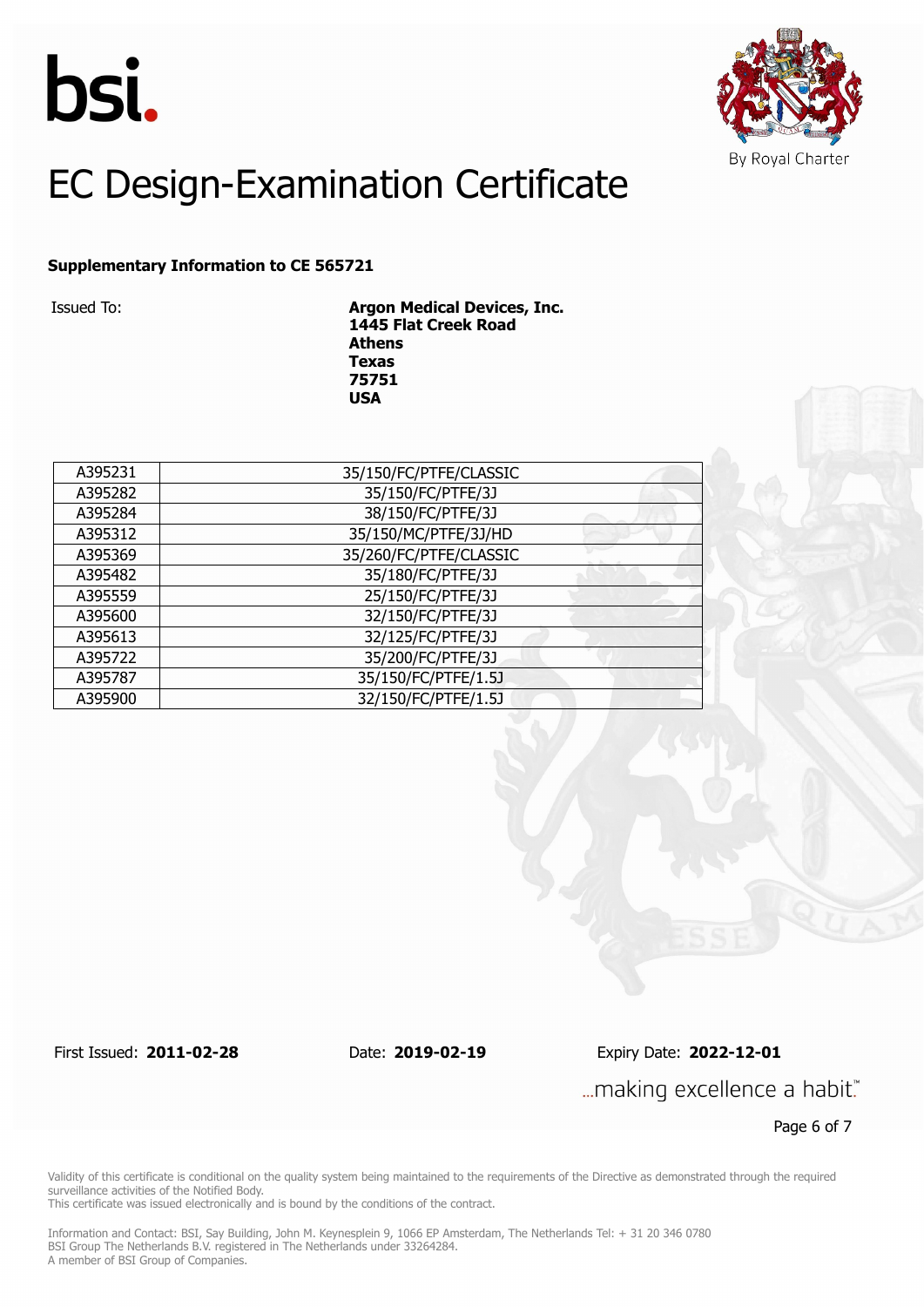bsi.

By Royal Charter

# EC Design-Examination Certificate

**Supplementary Information to CE 565721**

Issued To: **Argon Medical Devices, Inc.**
**1445 Flat Creek Road**
**Athens**
**Texas**
**75751**
**USA**

| | |
|---|---|
| A395231 | 35/150/FC/PTFE/CLASSIC |
| A395282 | 35/150/FC/PTFE/3J |
| A395284 | 38/150/FC/PTFE/3J |
| A395312 | 35/150/MC/PTFE/3J/HD |
| A395369 | 35/260/FC/PTFE/CLASSIC |
| A395482 | 35/180/FC/PTFE/3J |
| A395559 | 25/150/FC/PTFE/3J |
| A395600 | 32/150/FC/PTFE/3J |
| A395613 | 32/125/FC/PTFE/3J |
| A395722 | 35/200/FC/PTFE/3J |
| A395787 | 35/150/FC/PTFE/1.5J |
| A395900 | 32/150/FC/PTFE/1.5J |

First Issued: **2011-02-28** Date: **2019-02-19** Expiry Date: **2022-12-01**

...making excellence a habit.™

Validity of this certificate is conditional on the quality system being maintained to the requirements of the Directive as demonstrated through the required surveillance activities of the Notified Body.
This certificate was issued electronically and is bound by the conditions of the contract.

Information and Contact: BSI, Say Building, John M. Keynesplein 9, 1066 EP Amsterdam, The Netherlands Tel: + 31 20 346 0780
BSI Group The Netherlands B.V. registered in The Netherlands under 33264284.
A member of BSI Group of Companies.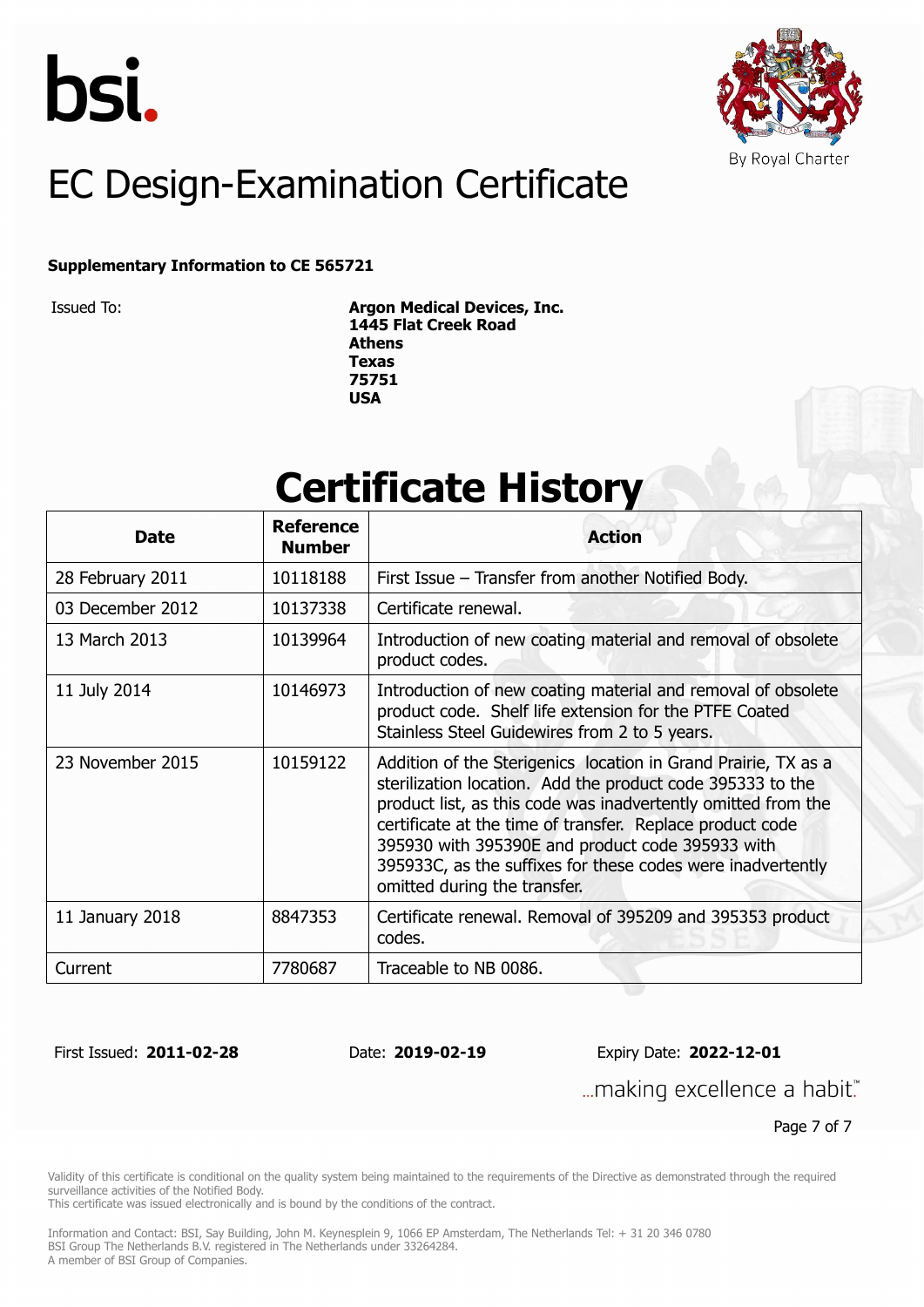bsi.

By Royal Charter

# EC Design-Examination Certificate

**Supplementary Information to CE 565721**

Issued To: **Argon Medical Devices, Inc.**
**1445 Flat Creek Road**
**Athens**
**Texas**
**75751**
**USA**

## Certificate History

| Date | Reference Number | Action |
|---|---|---|
| 28 February 2011 | 10118188 | First Issue – Transfer from another Notified Body. |
| 03 December 2012 | 10137338 | Certificate renewal. |
| 13 March 2013 | 10139964 | Introduction of new coating material and removal of obsolete product codes. |
| 11 July 2014 | 10146973 | Introduction of new coating material and removal of obsolete product code. Shelf life extension for the PTFE Coated Stainless Steel Guidewires from 2 to 5 years. |
| 23 November 2015 | 10159122 | Addition of the Sterigenics location in Grand Prairie, TX as a sterilization location. Add the product code 395333 to the product list, as this code was inadvertently omitted from the certificate at the time of transfer. Replace product code 395930 with 395390E and product code 395933 with 395933C, as the suffixes for these codes were inadvertently omitted during the transfer. |
| 11 January 2018 | 8847353 | Certificate renewal. Removal of 395209 and 395353 product codes. |
| Current | 7780687 | Traceable to NB 0086. |

First Issued: **2011-02-28** Date: **2019-02-19** Expiry Date: **2022-12-01**

...making excellence a habit.™

Validity of this certificate is conditional on the quality system being maintained to the requirements of the Directive as demonstrated through the required surveillance activities of the Notified Body.
This certificate was issued electronically and is bound by the conditions of the contract.

Information and Contact: BSI, Say Building, John M. Keynesplein 9, 1066 EP Amsterdam, The Netherlands Tel: + 31 20 346 0780
BSI Group The Netherlands B.V. registered in The Netherlands under 33264284.
A member of BSI Group of Companies.